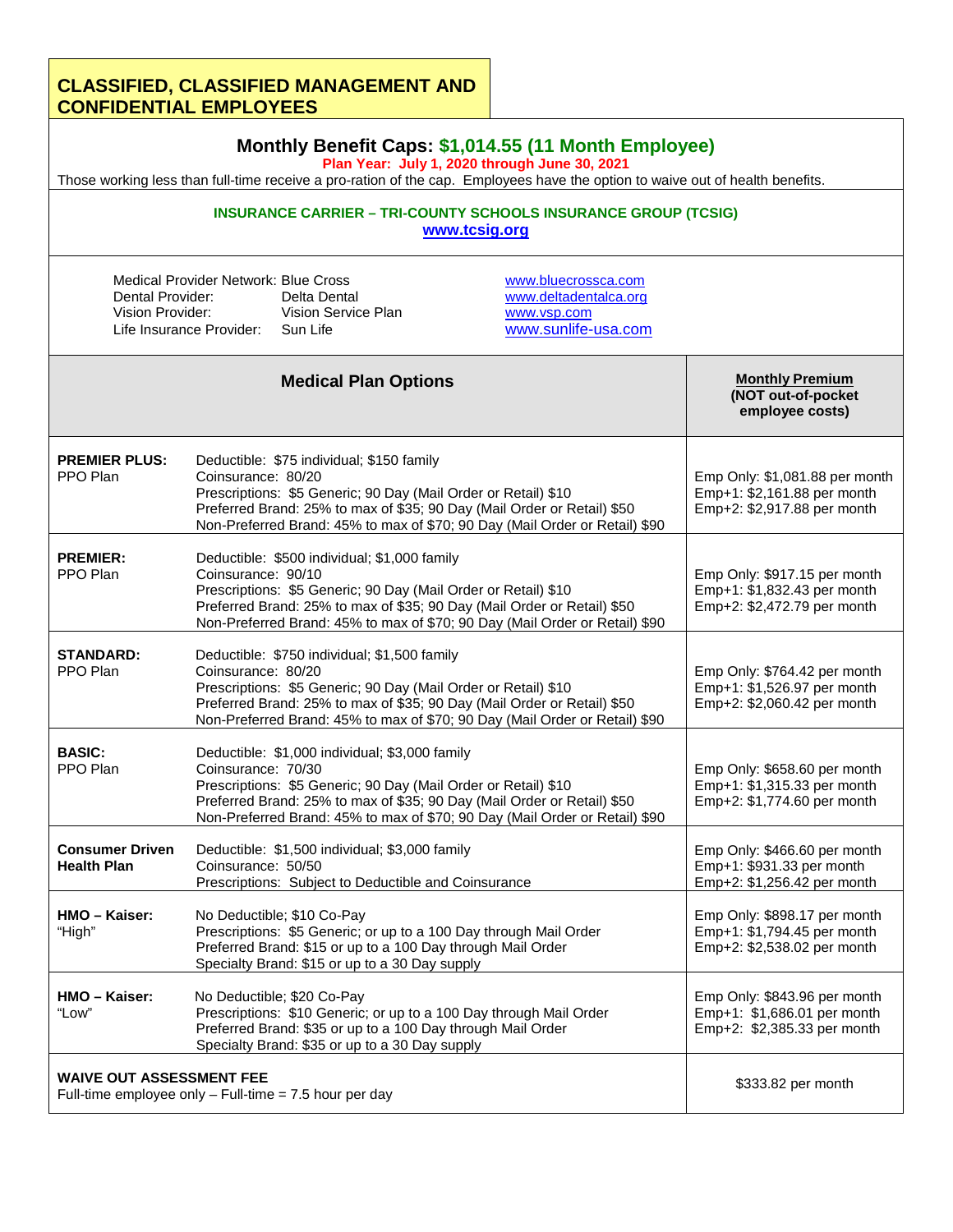# CLASSIFIED, CLASSIFIED MANAGEMENT AND CONFIDENTIAL EMPLOYEES

## Monthly Benefit Caps: $1,014.55 (11 Month Employee)

**Plan Year: July 1, 2020 through June 30, 2021**

Those working less than full-time receive a pro-ration of the cap. Employees have the option to waive out of health benefits.

**INSURANCE CARRIER – TRI-COUNTY SCHOOLS INSURANCE GROUP (TCSIG)**
**www.tcsig.org**

| | | |
|---|---|---|
| Medical Provider Network: | Blue Cross | www.bluecrossca.com |
| Dental Provider: | Delta Dental | www.deltadentalca.org |
| Vision Provider: | Vision Service Plan | www.vsp.com |
| Life Insurance Provider: | Sun Life | www.sunlife-usa.com |

| Medical Plan Options | | Monthly Premium (NOT out-of-pocket employee costs) |
|---|---|---|
| **PREMIER PLUS:** PPO Plan | Deductible: $75 individual; $150 family<br>Coinsurance: 80/20<br>Prescriptions: $5 Generic; 90 Day (Mail Order or Retail) $10<br>Preferred Brand: 25% to max of $35; 90 Day (Mail Order or Retail) $50<br>Non-Preferred Brand: 45% to max of $70; 90 Day (Mail Order or Retail) $90 | Emp Only: $1,081.88 per month<br>Emp+1: $2,161.88 per month<br>Emp+2: $2,917.88 per month |
| **PREMIER:** PPO Plan | Deductible: $500 individual; $1,000 family<br>Coinsurance: 90/10<br>Prescriptions: $5 Generic; 90 Day (Mail Order or Retail) $10<br>Preferred Brand: 25% to max of $35; 90 Day (Mail Order or Retail) $50<br>Non-Preferred Brand: 45% to max of $70; 90 Day (Mail Order or Retail) $90 | Emp Only: $917.15 per month<br>Emp+1: $1,832.43 per month<br>Emp+2: $2,472.79 per month |
| **STANDARD:** PPO Plan | Deductible: $750 individual; $1,500 family<br>Coinsurance: 80/20<br>Prescriptions: $5 Generic; 90 Day (Mail Order or Retail) $10<br>Preferred Brand: 25% to max of $35; 90 Day (Mail Order or Retail) $50<br>Non-Preferred Brand: 45% to max of $70; 90 Day (Mail Order or Retail) $90 | Emp Only: $764.42 per month<br>Emp+1: $1,526.97 per month<br>Emp+2: $2,060.42 per month |
| **BASIC:** PPO Plan | Deductible: $1,000 individual; $3,000 family<br>Coinsurance: 70/30<br>Prescriptions: $5 Generic; 90 Day (Mail Order or Retail) $10<br>Preferred Brand: 25% to max of $35; 90 Day (Mail Order or Retail) $50<br>Non-Preferred Brand: 45% to max of $70; 90 Day (Mail Order or Retail) $90 | Emp Only: $658.60 per month<br>Emp+1: $1,315.33 per month<br>Emp+2: $1,774.60 per month |
| **Consumer Driven Health Plan** | Deductible: $1,500 individual; $3,000 family<br>Coinsurance: 50/50<br>Prescriptions: Subject to Deductible and Coinsurance | Emp Only: $466.60 per month<br>Emp+1: $931.33 per month<br>Emp+2: $1,256.42 per month |
| **HMO – Kaiser:** "High" | No Deductible; $10 Co-Pay<br>Prescriptions: $5 Generic; or up to a 100 Day through Mail Order<br>Preferred Brand: $15 or up to a 100 Day through Mail Order<br>Specialty Brand: $15 or up to a 30 Day supply | Emp Only: $898.17 per month<br>Emp+1: $1,794.45 per month<br>Emp+2: $2,538.02 per month |
| **HMO – Kaiser:** "Low" | No Deductible; $20 Co-Pay<br>Prescriptions: $10 Generic; or up to a 100 Day through Mail Order<br>Preferred Brand: $35 or up to a 100 Day through Mail Order<br>Specialty Brand: $35 or up to a 30 Day supply | Emp Only: $843.96 per month<br>Emp+1: $1,686.01 per month<br>Emp+2: $2,385.33 per month |
| **WAIVE OUT ASSESSMENT FEE**<br>Full-time employee only – Full-time = 7.5 hour per day | | $333.82 per month |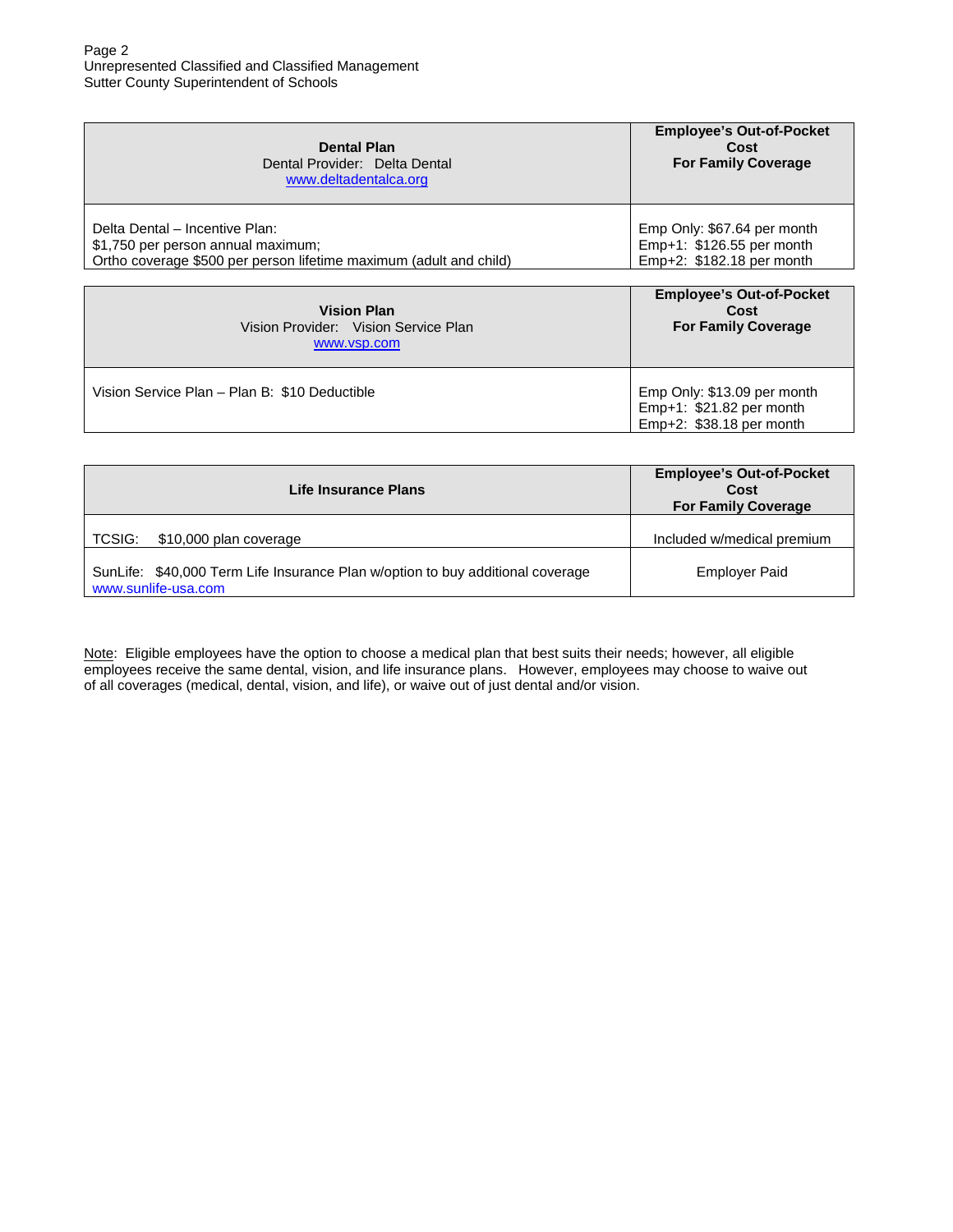| **Dental Plan**<br>Dental Provider: Delta Dental<br>www.deltadentalca.org | **Employee's Out-of-Pocket Cost For Family Coverage** |
| --- | --- |
| Delta Dental – Incentive Plan:<br>$1,750 per person annual maximum;<br>Ortho coverage $500 per person lifetime maximum (adult and child) | Emp Only: $67.64 per month<br>Emp+1: $126.55 per month<br>Emp+2: $182.18 per month |

| **Vision Plan**<br>Vision Provider: Vision Service Plan<br>www.vsp.com | **Employee's Out-of-Pocket Cost For Family Coverage** |
| --- | --- |
| Vision Service Plan – Plan B: $10 Deductible | Emp Only: $13.09 per month<br>Emp+1: $21.82 per month<br>Emp+2: $38.18 per month |

| **Life Insurance Plans** | **Employee's Out-of-Pocket Cost For Family Coverage** |
| --- | --- |
| TCSIG: $10,000 plan coverage | Included w/medical premium |
| SunLife: $40,000 Term Life Insurance Plan w/option to buy additional coverage<br>www.sunlife-usa.com | Employer Paid |

Note: Eligible employees have the option to choose a medical plan that best suits their needs; however, all eligible employees receive the same dental, vision, and life insurance plans. However, employees may choose to waive out of all coverages (medical, dental, vision, and life), or waive out of just dental and/or vision.